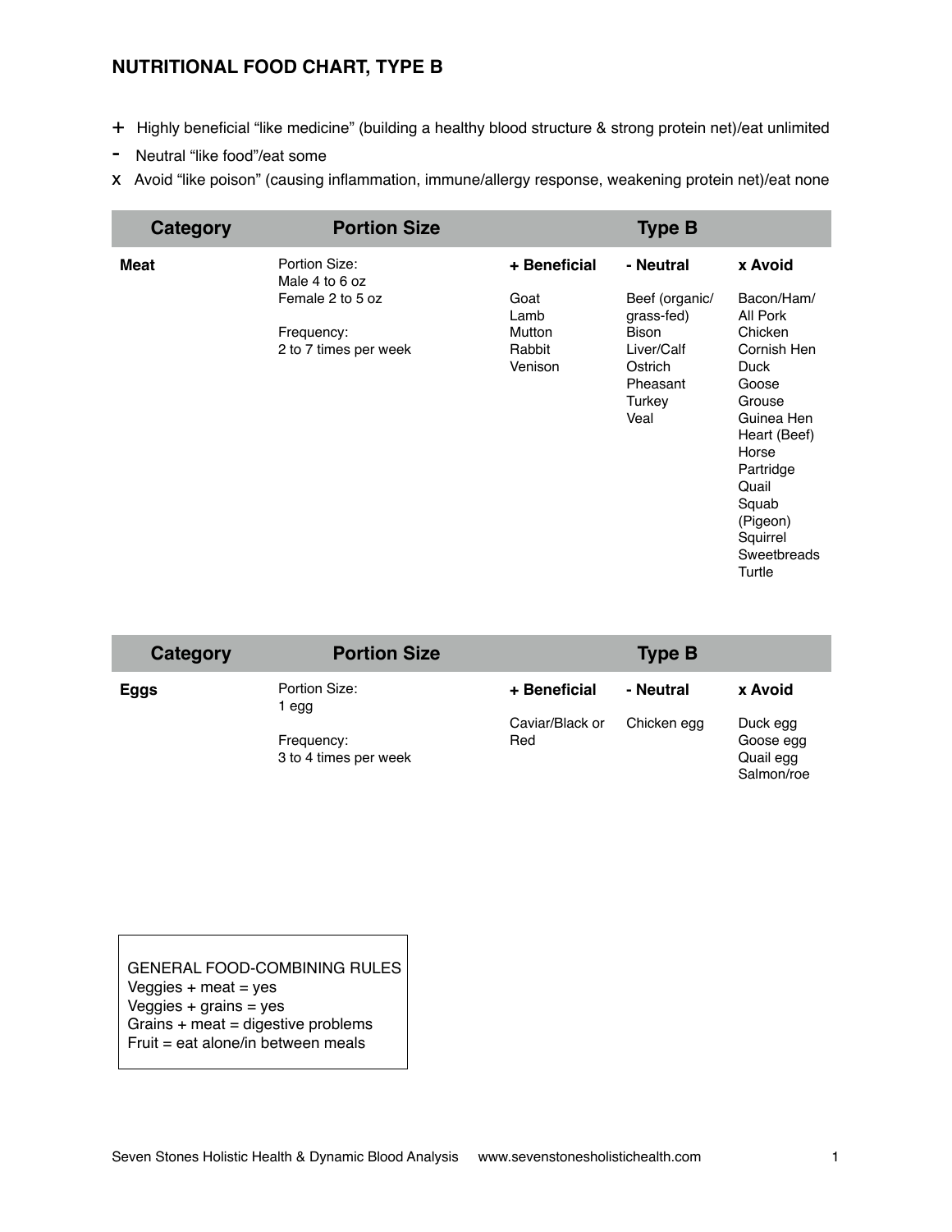# NUTRITIONAL FOOD CHART, TYPE B

- \+ Highly beneficial "like medicine" (building a healthy blood structure & strong protein net)/eat unlimited
- \- Neutral "like food"/eat some
- x Avoid "like poison" (causing inflammation, immune/allergy response, weakening protein net)/eat none

| Category | Portion Size | Type B | | |
|---|---|---|---|---|
| | | **+ Beneficial** | **- Neutral** | **x Avoid** |
| **Meat** | Portion Size:<br>Male 4 to 6 oz<br>Female 2 to 5 oz<br><br>Frequency:<br>2 to 7 times per week | Goat<br>Lamb<br>Mutton<br>Rabbit<br>Venison | Beef (organic/ grass-fed)<br>Bison<br>Liver/Calf<br>Ostrich<br>Pheasant<br>Turkey<br>Veal | Bacon/Ham/ All Pork<br>Chicken<br>Cornish Hen<br>Duck<br>Goose<br>Grouse<br>Guinea Hen<br>Heart (Beef)<br>Horse<br>Partridge<br>Quail<br>Squab (Pigeon)<br>Squirrel<br>Sweetbreads<br>Turtle |

| Category | Portion Size | Type B | | |
|---|---|---|---|---|
| | | **+ Beneficial** | **- Neutral** | **x Avoid** |
| **Eggs** | Portion Size:<br>1 egg<br><br>Frequency:<br>3 to 4 times per week | Caviar/Black or Red | Chicken egg | Duck egg<br>Goose egg<br>Quail egg<br>Salmon/roe |

GENERAL FOOD-COMBINING RULES
Veggies + meat = yes
Veggies + grains = yes
Grains + meat = digestive problems
Fruit = eat alone/in between meals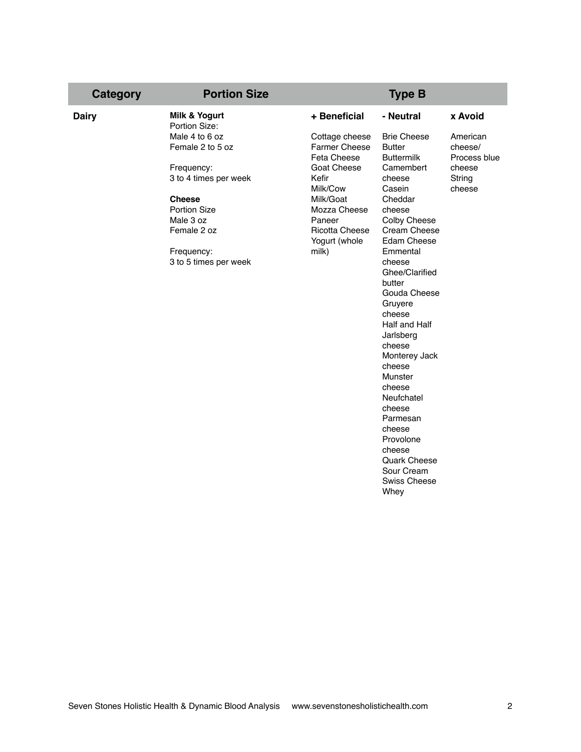| Category | Portion Size | Type B | | |
|---|---|---|---|---|
| | | **+ Beneficial** | **- Neutral** | **x Avoid** |
| **Dairy** | **Milk & Yogurt**<br>Portion Size:<br>Male 4 to 6 oz<br>Female 2 to 5 oz<br><br>Frequency:<br>3 to 4 times per week<br><br>**Cheese**<br>Portion Size<br>Male 3 oz<br>Female 2 oz<br><br>Frequency:<br>3 to 5 times per week | Cottage cheese<br>Farmer Cheese<br>Feta Cheese<br>Goat Cheese<br>Kefir<br>Milk/Cow<br>Milk/Goat<br>Mozza Cheese<br>Paneer<br>Ricotta Cheese<br>Yogurt (whole milk) | Brie Cheese<br>Butter<br>Buttermilk<br>Camembert cheese<br>Casein<br>Cheddar cheese<br>Colby Cheese<br>Cream Cheese<br>Edam Cheese<br>Emmental cheese<br>Ghee/Clarified butter<br>Gouda Cheese<br>Gruyere cheese<br>Half and Half<br>Jarlsberg cheese<br>Monterey Jack cheese<br>Munster cheese<br>Neufchatel cheese<br>Parmesan cheese<br>Provolone cheese<br>Quark Cheese<br>Sour Cream<br>Swiss Cheese<br>Whey | American cheese/<br>Process blue cheese<br>String cheese |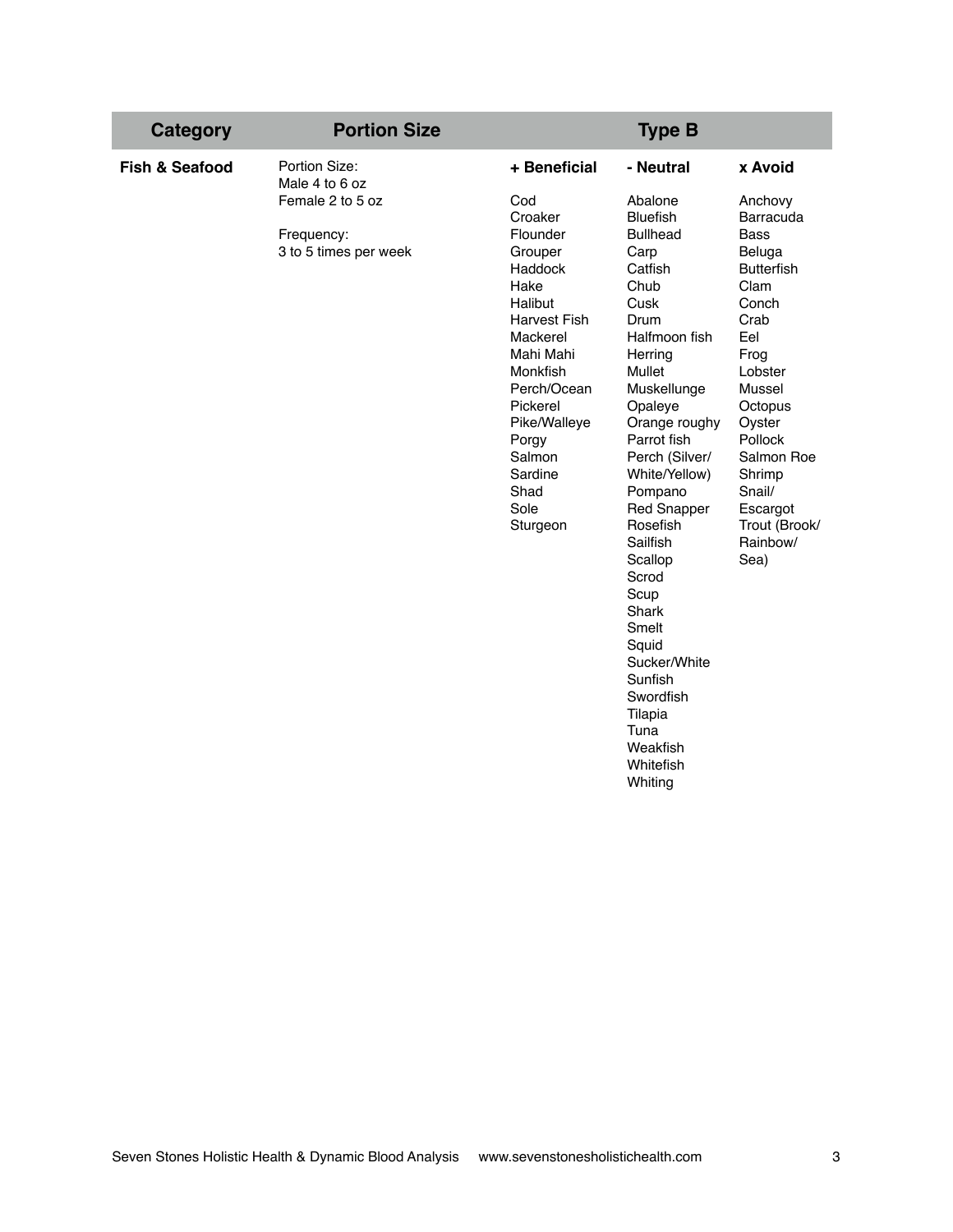| Category | Portion Size | Type B | | |
|---|---|---|---|---|
| **Fish & Seafood** | Portion Size:<br>Male 4 to 6 oz<br>Female 2 to 5 oz<br><br>Frequency:<br>3 to 5 times per week | **+ Beneficial**<br><br>Cod<br>Croaker<br>Flounder<br>Grouper<br>Haddock<br>Hake<br>Halibut<br>Harvest Fish<br>Mackerel<br>Mahi Mahi<br>Monkfish<br>Perch/Ocean<br>Pickerel<br>Pike/Walleye<br>Porgy<br>Salmon<br>Sardine<br>Shad<br>Sole<br>Sturgeon | **- Neutral**<br><br>Abalone<br>Bluefish<br>Bullhead<br>Carp<br>Catfish<br>Chub<br>Cusk<br>Drum<br>Halfmoon fish<br>Herring<br>Mullet<br>Muskellunge<br>Opaleye<br>Orange roughy<br>Parrot fish<br>Perch (Silver/ White/Yellow)<br>Pompano<br>Red Snapper<br>Rosefish<br>Sailfish<br>Scallop<br>Scrod<br>Scup<br>Shark<br>Smelt<br>Squid<br>Sucker/White<br>Sunfish<br>Swordfish<br>Tilapia<br>Tuna<br>Weakfish<br>Whitefish<br>Whiting | **x Avoid**<br><br>Anchovy<br>Barracuda<br>Bass<br>Beluga<br>Butterfish<br>Clam<br>Conch<br>Crab<br>Eel<br>Frog<br>Lobster<br>Mussel<br>Octopus<br>Oyster<br>Pollock<br>Salmon Roe<br>Shrimp<br>Snail/ Escargot<br>Trout (Brook/ Rainbow/ Sea) |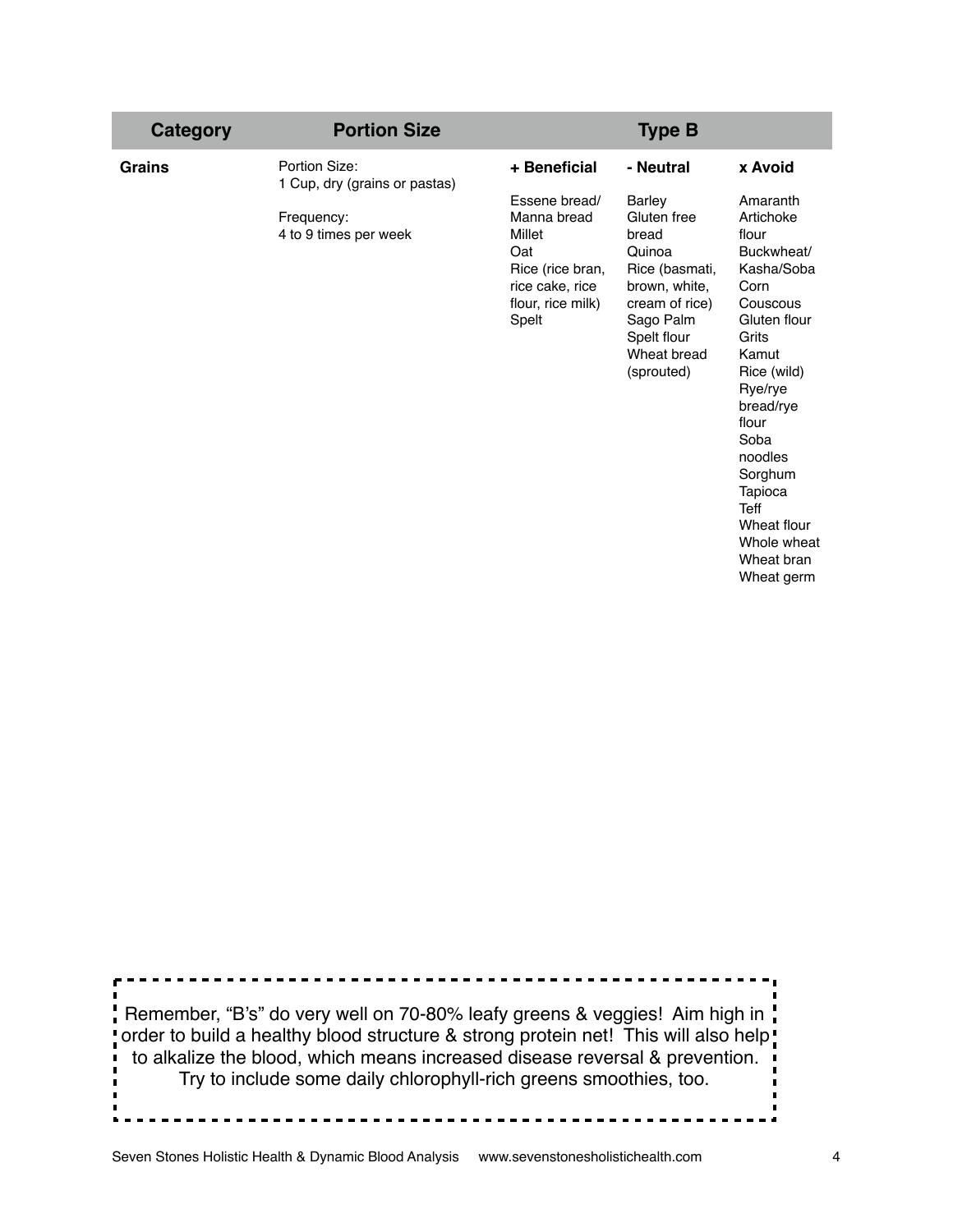| Category | Portion Size | Type B | | |
|---|---|---|---|---|
| | | **+ Beneficial** | **- Neutral** | **x Avoid** |
| **Grains** | Portion Size: 1 Cup, dry (grains or pastas)<br><br>Frequency: 4 to 9 times per week | Essene bread/ Manna bread<br>Millet<br>Oat<br>Rice (rice bran, rice cake, rice flour, rice milk)<br>Spelt | Barley<br>Gluten free bread<br>Quinoa<br>Rice (basmati, brown, white, cream of rice)<br>Sago Palm<br>Spelt flour<br>Wheat bread (sprouted) | Amaranth<br>Artichoke flour<br>Buckwheat/ Kasha/Soba<br>Corn<br>Couscous<br>Gluten flour<br>Grits<br>Kamut<br>Rice (wild)<br>Rye/rye bread/rye flour<br>Soba noodles<br>Sorghum<br>Tapioca<br>Teff<br>Wheat flour<br>Whole wheat<br>Wheat bran<br>Wheat germ |

Remember, "B's" do very well on 70-80% leafy greens & veggies! Aim high in order to build a healthy blood structure & strong protein net! This will also help to alkalize the blood, which means increased disease reversal & prevention. Try to include some daily chlorophyll-rich greens smoothies, too.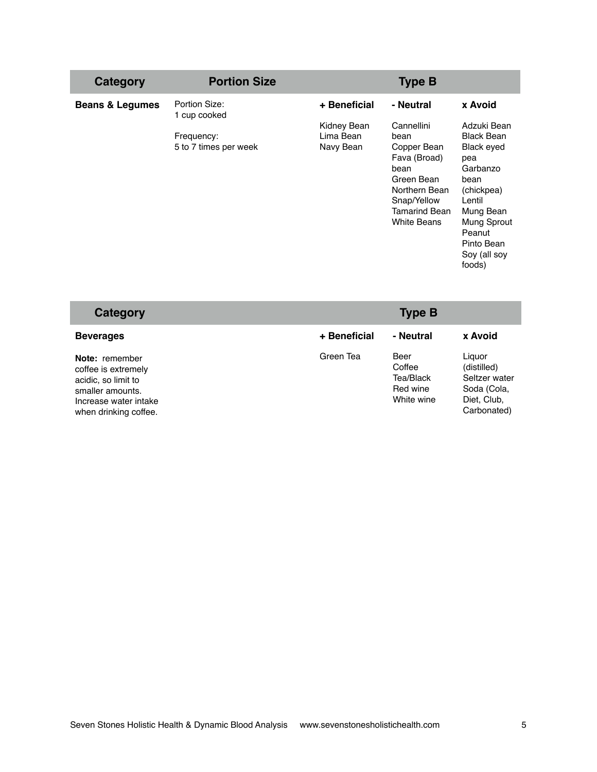| Category | Portion Size | Type B | | |
|---|---|---|---|---|
| **Beans & Legumes** | Portion Size: 1 cup cooked<br><br>Frequency: 5 to 7 times per week | **+ Beneficial**<br><br>Kidney Bean<br>Lima Bean<br>Navy Bean | **- Neutral**<br><br>Cannellini bean<br>Copper Bean<br>Fava (Broad) bean<br>Green Bean<br>Northern Bean<br>Snap/Yellow<br>Tamarind Bean<br>White Beans | **x Avoid**<br><br>Adzuki Bean<br>Black Bean<br>Black eyed pea<br>Garbanzo bean (chickpea)<br>Lentil<br>Mung Bean<br>Mung Sprout<br>Peanut<br>Pinto Bean<br>Soy (all soy foods) |

| Category | Type B | | |
|---|---|---|---|
| **Beverages**<br><br>**Note:** remember coffee is extremely acidic, so limit to smaller amounts. Increase water intake when drinking coffee. | **+ Beneficial**<br><br>Green Tea | **- Neutral**<br><br>Beer<br>Coffee<br>Tea/Black<br>Red wine<br>White wine | **x Avoid**<br><br>Liquor (distilled)<br>Seltzer water<br>Soda (Cola, Diet, Club, Carbonated) |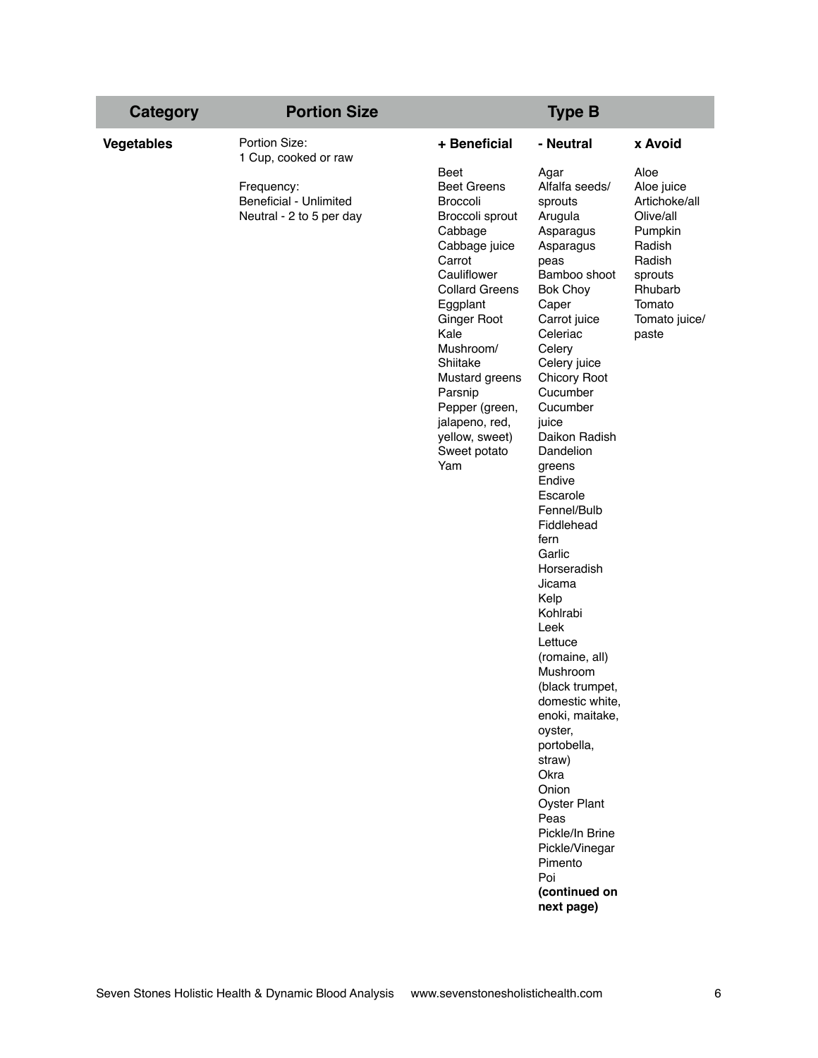| Category | Portion Size | Type B | | |
|---|---|---|---|---|
| | | **+ Beneficial** | **- Neutral** | **x Avoid** |
| **Vegetables** | Portion Size: 1 Cup, cooked or raw<br><br>Frequency:<br>Beneficial - Unlimited<br>Neutral - 2 to 5 per day | Beet<br>Beet Greens<br>Broccoli<br>Broccoli sprout<br>Cabbage<br>Cabbage juice<br>Carrot<br>Cauliflower<br>Collard Greens<br>Eggplant<br>Ginger Root<br>Kale<br>Mushroom/ Shiitake<br>Mustard greens<br>Parsnip<br>Pepper (green, jalapeno, red, yellow, sweet)<br>Sweet potato<br>Yam | Agar<br>Alfalfa seeds/ sprouts<br>Arugula<br>Asparagus<br>Asparagus peas<br>Bamboo shoot<br>Bok Choy<br>Caper<br>Carrot juice<br>Celeriac<br>Celery<br>Celery juice<br>Chicory Root<br>Cucumber<br>Cucumber juice<br>Daikon Radish<br>Dandelion greens<br>Endive<br>Escarole<br>Fennel/Bulb<br>Fiddlehead fern<br>Garlic<br>Horseradish<br>Jicama<br>Kelp<br>Kohlrabi<br>Leek<br>Lettuce (romaine, all)<br>Mushroom (black trumpet, domestic white, enoki, maitake, oyster, portobella, straw)<br>Okra<br>Onion<br>Oyster Plant<br>Peas<br>Pickle/In Brine<br>Pickle/Vinegar<br>Pimento<br>Poi<br>**(continued on next page)** | Aloe<br>Aloe juice<br>Artichoke/all<br>Olive/all<br>Pumpkin<br>Radish<br>Radish sprouts<br>Rhubarb<br>Tomato<br>Tomato juice/ paste |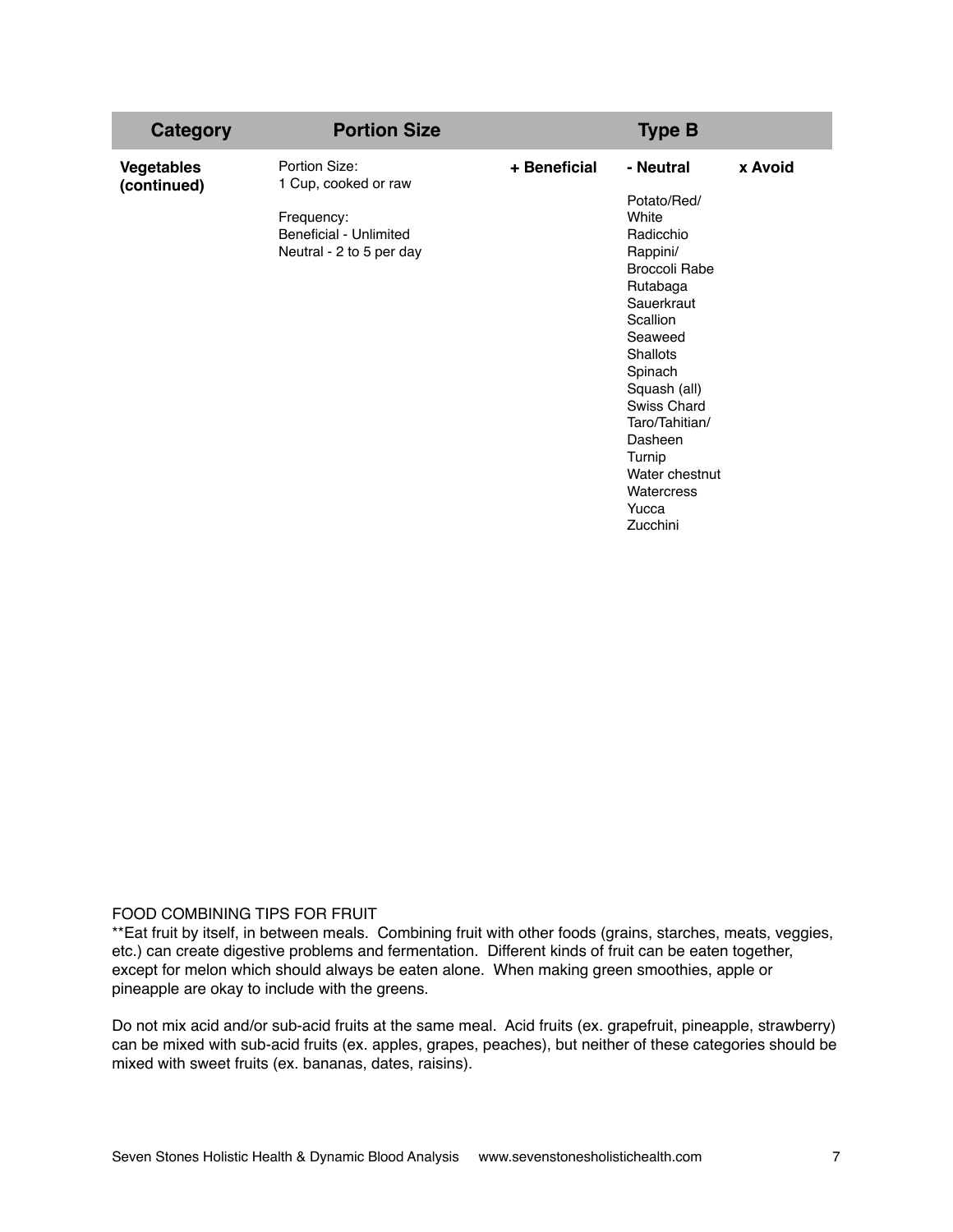| Category | Portion Size | Type B | | |
|---|---|---|---|---|
| | | **+ Beneficial** | **- Neutral** | **x Avoid** |
| **Vegetables (continued)** | Portion Size: 1 Cup, cooked or raw<br><br>Frequency:<br>Beneficial - Unlimited<br>Neutral - 2 to 5 per day | | Potato/Red/White<br>Radicchio<br>Rappini/Broccoli Rabe<br>Rutabaga<br>Sauerkraut<br>Scallion<br>Seaweed<br>Shallots<br>Spinach<br>Squash (all)<br>Swiss Chard<br>Taro/Tahitian/Dasheen<br>Turnip<br>Water chestnut<br>Watercress<br>Yucca<br>Zucchini | |

FOOD COMBINING TIPS FOR FRUIT

**Eat fruit by itself, in between meals. Combining fruit with other foods (grains, starches, meats, veggies, etc.) can create digestive problems and fermentation. Different kinds of fruit can be eaten together, except for melon which should always be eaten alone. When making green smoothies, apple or pineapple are okay to include with the greens.

Do not mix acid and/or sub-acid fruits at the same meal. Acid fruits (ex. grapefruit, pineapple, strawberry) can be mixed with sub-acid fruits (ex. apples, grapes, peaches), but neither of these categories should be mixed with sweet fruits (ex. bananas, dates, raisins).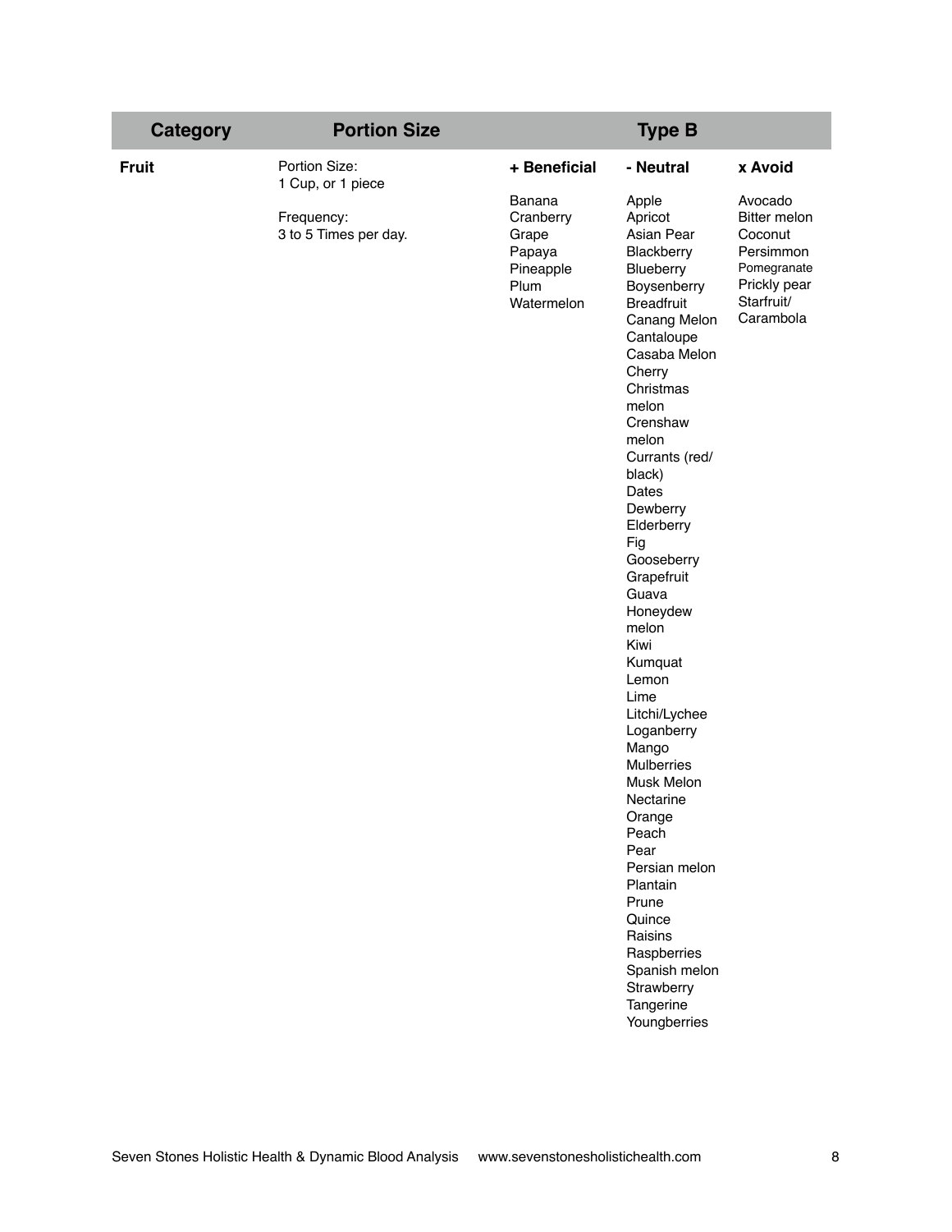| Category | Portion Size | Type B | | |
|---|---|---|---|---|
| | | **+ Beneficial** | **- Neutral** | **x Avoid** |
| **Fruit** | Portion Size: 1 Cup, or 1 piece<br><br>Frequency: 3 to 5 Times per day. | Banana<br>Cranberry<br>Grape<br>Papaya<br>Pineapple<br>Plum<br>Watermelon | Apple<br>Apricot<br>Asian Pear<br>Blackberry<br>Blueberry<br>Boysenberry<br>Breadfruit<br>Canang Melon<br>Cantaloupe<br>Casaba Melon<br>Cherry<br>Christmas melon<br>Crenshaw melon<br>Currants (red/black)<br>Dates<br>Dewberry<br>Elderberry<br>Fig<br>Gooseberry<br>Grapefruit<br>Guava<br>Honeydew melon<br>Kiwi<br>Kumquat<br>Lemon<br>Lime<br>Litchi/Lychee<br>Loganberry<br>Mango<br>Mulberries<br>Musk Melon<br>Nectarine<br>Orange<br>Peach<br>Pear<br>Persian melon<br>Plantain<br>Prune<br>Quince<br>Raisins<br>Raspberries<br>Spanish melon<br>Strawberry<br>Tangerine<br>Youngberries | Avocado<br>Bitter melon<br>Coconut<br>Persimmon<br>Pomegranate<br>Prickly pear<br>Starfruit/Carambola |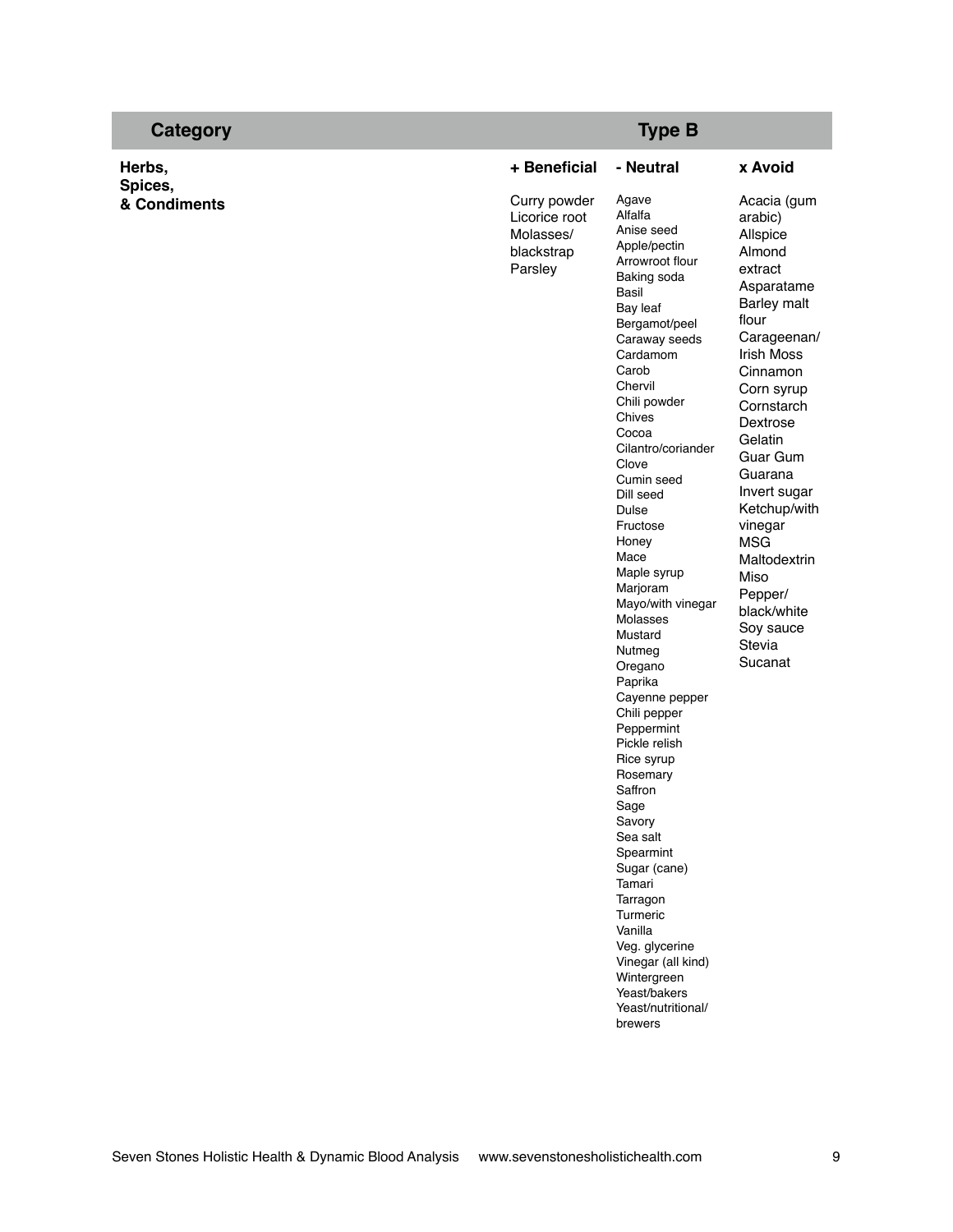| Category | Type B | | |
|---|---|---|---|
| | **+ Beneficial** | **- Neutral** | **x Avoid** |
| **Herbs, Spices, & Condiments** | Curry powder<br>Licorice root<br>Molasses/ blackstrap<br>Parsley | Agave<br>Alfalfa<br>Anise seed<br>Apple/pectin<br>Arrowroot flour<br>Baking soda<br>Basil<br>Bay leaf<br>Bergamot/peel<br>Caraway seeds<br>Cardamom<br>Carob<br>Chervil<br>Chili powder<br>Chives<br>Cocoa<br>Cilantro/coriander<br>Clove<br>Cumin seed<br>Dill seed<br>Dulse<br>Fructose<br>Honey<br>Mace<br>Maple syrup<br>Marjoram<br>Mayo/with vinegar<br>Molasses<br>Mustard<br>Nutmeg<br>Oregano<br>Paprika<br>Cayenne pepper<br>Chili pepper<br>Peppermint<br>Pickle relish<br>Rice syrup<br>Rosemary<br>Saffron<br>Sage<br>Savory<br>Sea salt<br>Spearmint<br>Sugar (cane)<br>Tamari<br>Tarragon<br>Turmeric<br>Vanilla<br>Veg. glycerine<br>Vinegar (all kind)<br>Wintergreen<br>Yeast/bakers<br>Yeast/nutritional/ brewers | Acacia (gum arabic)<br>Allspice<br>Almond extract<br>Asparatame<br>Barley malt flour<br>Carageenan/ Irish Moss<br>Cinnamon<br>Corn syrup<br>Cornstarch<br>Dextrose<br>Gelatin<br>Guar Gum<br>Guarana<br>Invert sugar<br>Ketchup/with vinegar<br>MSG<br>Maltodextrin<br>Miso<br>Pepper/ black/white<br>Soy sauce<br>Stevia<br>Sucanat |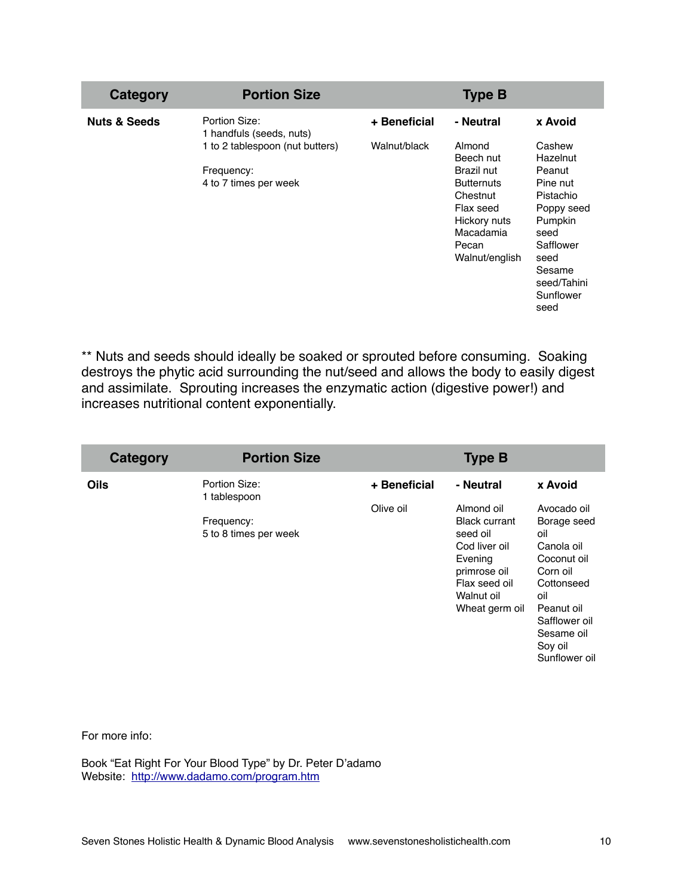| Category | Portion Size | Type B | | |
|---|---|---|---|---|
| **Nuts & Seeds** | Portion Size: 1 handfuls (seeds, nuts) 1 to 2 tablespoon (nut butters) Frequency: 4 to 7 times per week | **+ Beneficial** | **- Neutral** | **x Avoid** |
| | | Walnut/black | Almond Beech nut Brazil nut Butternuts Chestnut Flax seed Hickory nuts Macadamia Pecan Walnut/english | Cashew Hazelnut Peanut Pine nut Pistachio Poppy seed Pumpkin seed Safflower seed Sesame seed/Tahini Sunflower seed |

** Nuts and seeds should ideally be soaked or sprouted before consuming. Soaking destroys the phytic acid surrounding the nut/seed and allows the body to easily digest and assimilate. Sprouting increases the enzymatic action (digestive power!) and increases nutritional content exponentially.

| Category | Portion Size | Type B | | |
|---|---|---|---|---|
| **Oils** | Portion Size: 1 tablespoon Frequency: 5 to 8 times per week | **+ Beneficial** | **- Neutral** | **x Avoid** |
| | | Olive oil | Almond oil Black currant seed oil Cod liver oil Evening primrose oil Flax seed oil Walnut oil Wheat germ oil | Avocado oil Borage seed oil Canola oil Coconut oil Corn oil Cottonseed oil Peanut oil Safflower oil Sesame oil Soy oil Sunflower oil |

For more info:

Book "Eat Right For Your Blood Type" by Dr. Peter D'adamo
Website: [http://www.dadamo.com/program.htm](http://www.dadamo.com/program.htm)